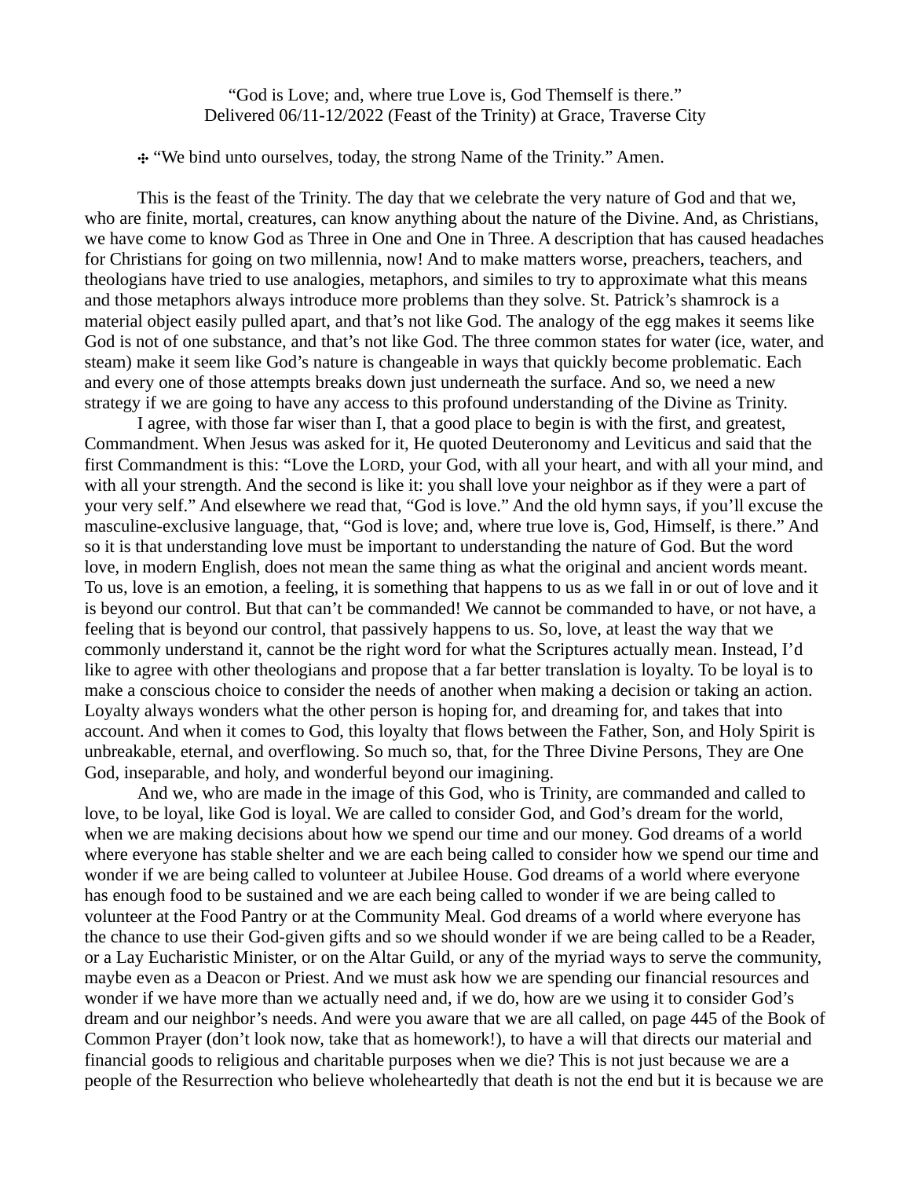"God is Love; and, where true Love is, God Themself is there."
Delivered 06/11-12/2022 (Feast of the Trinity) at Grace, Traverse City

✣ "We bind unto ourselves, today, the strong Name of the Trinity." Amen.

This is the feast of the Trinity. The day that we celebrate the very nature of God and that we, who are finite, mortal, creatures, can know anything about the nature of the Divine. And, as Christians, we have come to know God as Three in One and One in Three. A description that has caused headaches for Christians for going on two millennia, now! And to make matters worse, preachers, teachers, and theologians have tried to use analogies, metaphors, and similes to try to approximate what this means and those metaphors always introduce more problems than they solve. St. Patrick's shamrock is a material object easily pulled apart, and that's not like God. The analogy of the egg makes it seems like God is not of one substance, and that's not like God. The three common states for water (ice, water, and steam) make it seem like God's nature is changeable in ways that quickly become problematic. Each and every one of those attempts breaks down just underneath the surface. And so, we need a new strategy if we are going to have any access to this profound understanding of the Divine as Trinity.

I agree, with those far wiser than I, that a good place to begin is with the first, and greatest, Commandment. When Jesus was asked for it, He quoted Deuteronomy and Leviticus and said that the first Commandment is this: "Love the LORD, your God, with all your heart, and with all your mind, and with all your strength. And the second is like it: you shall love your neighbor as if they were a part of your very self." And elsewhere we read that, "God is love." And the old hymn says, if you'll excuse the masculine-exclusive language, that, "God is love; and, where true love is, God, Himself, is there." And so it is that understanding love must be important to understanding the nature of God. But the word love, in modern English, does not mean the same thing as what the original and ancient words meant. To us, love is an emotion, a feeling, it is something that happens to us as we fall in or out of love and it is beyond our control. But that can't be commanded! We cannot be commanded to have, or not have, a feeling that is beyond our control, that passively happens to us. So, love, at least the way that we commonly understand it, cannot be the right word for what the Scriptures actually mean. Instead, I'd like to agree with other theologians and propose that a far better translation is loyalty. To be loyal is to make a conscious choice to consider the needs of another when making a decision or taking an action. Loyalty always wonders what the other person is hoping for, and dreaming for, and takes that into account. And when it comes to God, this loyalty that flows between the Father, Son, and Holy Spirit is unbreakable, eternal, and overflowing. So much so, that, for the Three Divine Persons, They are One God, inseparable, and holy, and wonderful beyond our imagining.

And we, who are made in the image of this God, who is Trinity, are commanded and called to love, to be loyal, like God is loyal. We are called to consider God, and God's dream for the world, when we are making decisions about how we spend our time and our money. God dreams of a world where everyone has stable shelter and we are each being called to consider how we spend our time and wonder if we are being called to volunteer at Jubilee House. God dreams of a world where everyone has enough food to be sustained and we are each being called to wonder if we are being called to volunteer at the Food Pantry or at the Community Meal. God dreams of a world where everyone has the chance to use their God-given gifts and so we should wonder if we are being called to be a Reader, or a Lay Eucharistic Minister, or on the Altar Guild, or any of the myriad ways to serve the community, maybe even as a Deacon or Priest. And we must ask how we are spending our financial resources and wonder if we have more than we actually need and, if we do, how are we using it to consider God's dream and our neighbor's needs. And were you aware that we are all called, on page 445 of the Book of Common Prayer (don't look now, take that as homework!), to have a will that directs our material and financial goods to religious and charitable purposes when we die? This is not just because we are a people of the Resurrection who believe wholeheartedly that death is not the end but it is because we are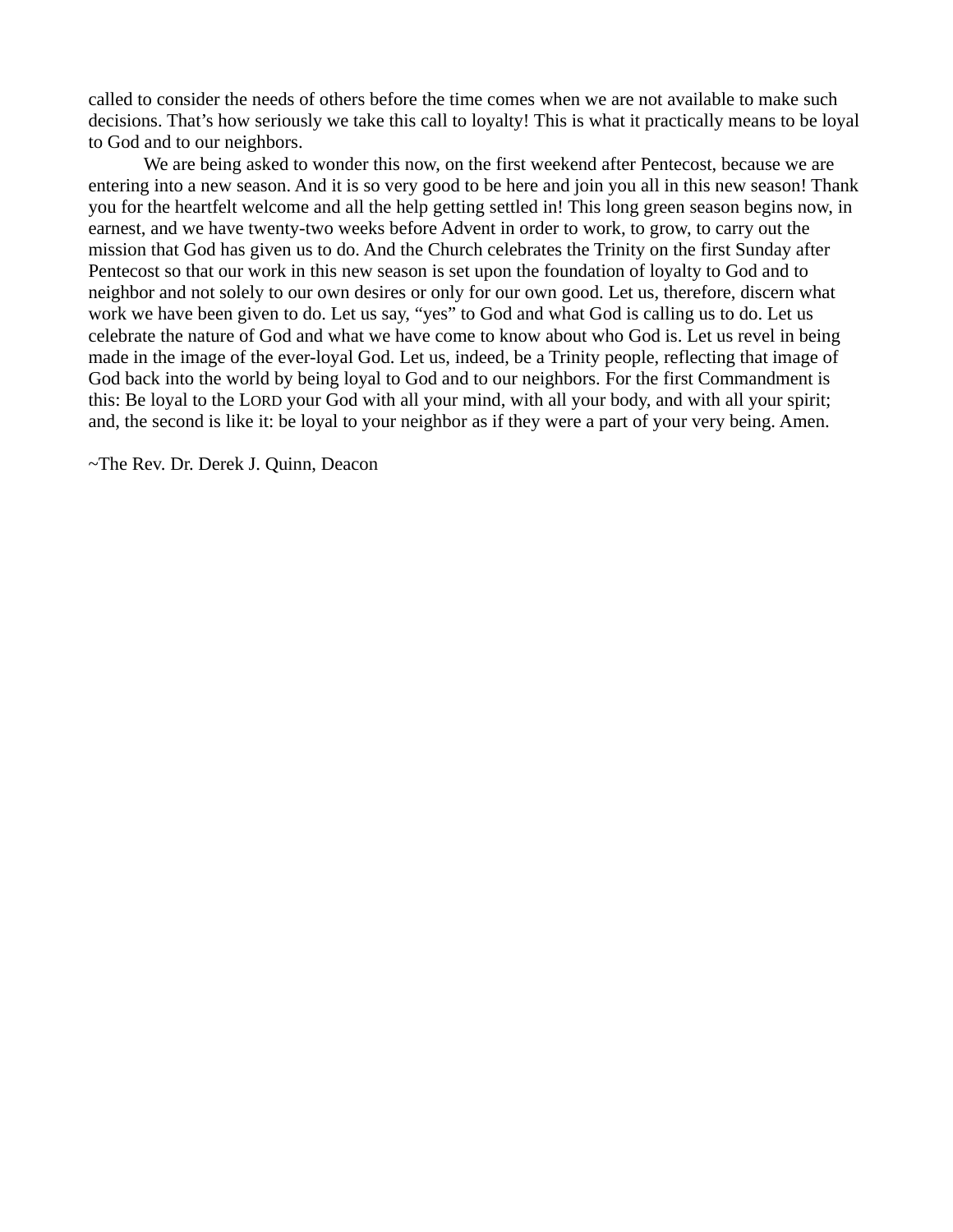called to consider the needs of others before the time comes when we are not available to make such decisions. That's how seriously we take this call to loyalty! This is what it practically means to be loyal to God and to our neighbors.

We are being asked to wonder this now, on the first weekend after Pentecost, because we are entering into a new season. And it is so very good to be here and join you all in this new season! Thank you for the heartfelt welcome and all the help getting settled in! This long green season begins now, in earnest, and we have twenty-two weeks before Advent in order to work, to grow, to carry out the mission that God has given us to do. And the Church celebrates the Trinity on the first Sunday after Pentecost so that our work in this new season is set upon the foundation of loyalty to God and to neighbor and not solely to our own desires or only for our own good. Let us, therefore, discern what work we have been given to do. Let us say, "yes" to God and what God is calling us to do. Let us celebrate the nature of God and what we have come to know about who God is. Let us revel in being made in the image of the ever-loyal God. Let us, indeed, be a Trinity people, reflecting that image of God back into the world by being loyal to God and to our neighbors. For the first Commandment is this: Be loyal to the LORD your God with all your mind, with all your body, and with all your spirit; and, the second is like it: be loyal to your neighbor as if they were a part of your very being. Amen.

~The Rev. Dr. Derek J. Quinn, Deacon